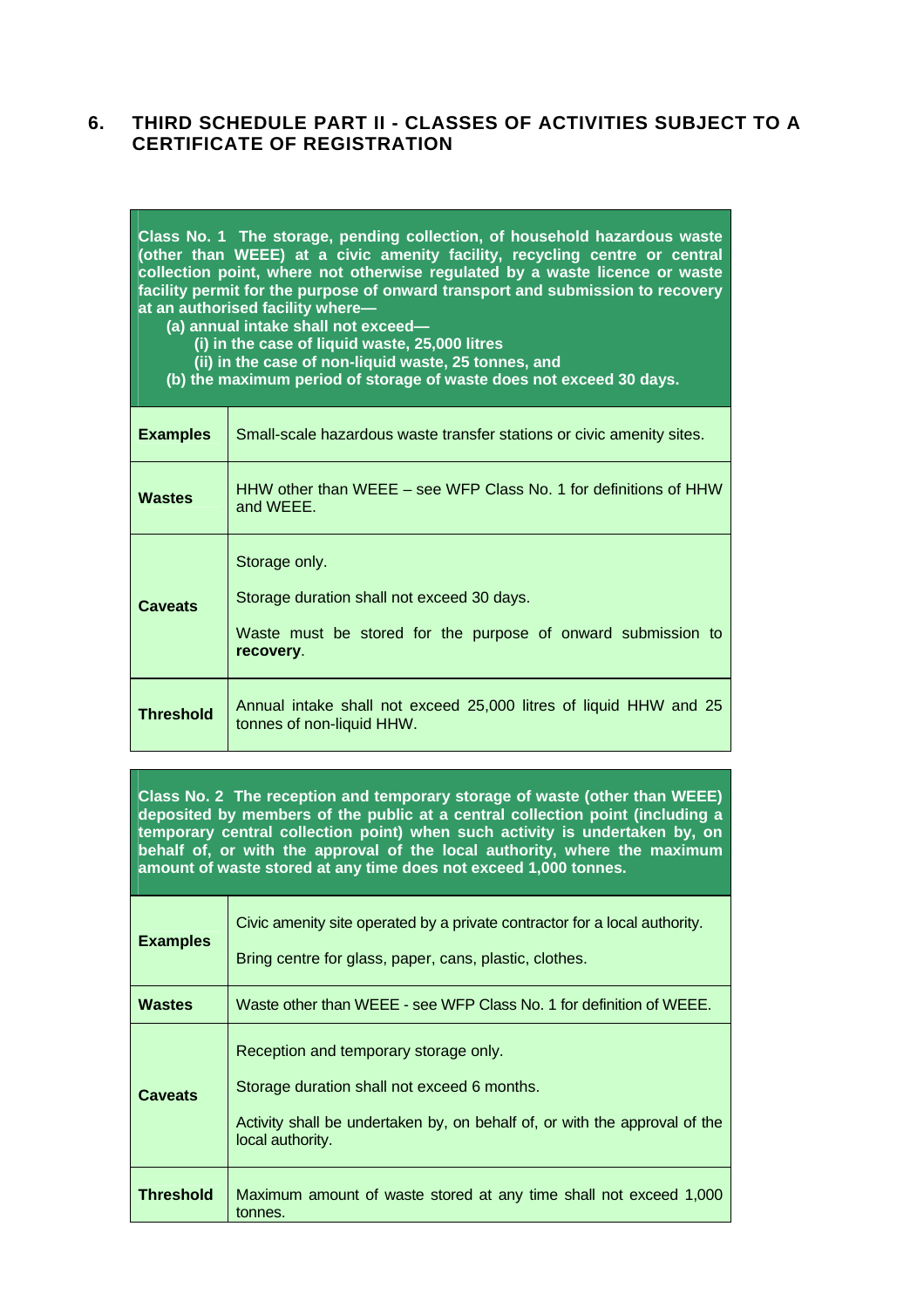## 6. THIRD SCHEDULE PART II - CLASSES OF ACTIVITIES SUBJECT TO A CERTIFICATE OF REGISTRATION

| **Class No. 1 The storage, pending collection, of household hazardous waste (other than WEEE) at a civic amenity facility, recycling centre or central collection point, where not otherwise regulated by a waste licence or waste facility permit for the purpose of onward transport and submission to recovery at an authorised facility where—<br>(a) annual intake shall not exceed—<br>(i) in the case of liquid waste, 25,000 litres<br>(ii) in the case of non-liquid waste, 25 tonnes, and<br>(b) the maximum period of storage of waste does not exceed 30 days.** | |
|---|---|
| **Examples** | Small-scale hazardous waste transfer stations or civic amenity sites. |
| **Wastes** | HHW other than WEEE – see WFP Class No. 1 for definitions of HHW and WEEE. |
| **Caveats** | Storage only.<br><br>Storage duration shall not exceed 30 days.<br><br>Waste must be stored for the purpose of onward submission to **recovery**. |
| **Threshold** | Annual intake shall not exceed 25,000 litres of liquid HHW and 25 tonnes of non-liquid HHW. |

| **Class No. 2 The reception and temporary storage of waste (other than WEEE) deposited by members of the public at a central collection point (including a temporary central collection point) when such activity is undertaken by, on behalf of, or with the approval of the local authority, where the maximum amount of waste stored at any time does not exceed 1,000 tonnes.** | |
|---|---|
| **Examples** | Civic amenity site operated by a private contractor for a local authority.<br><br>Bring centre for glass, paper, cans, plastic, clothes. |
| **Wastes** | Waste other than WEEE - see WFP Class No. 1 for definition of WEEE. |
| **Caveats** | Reception and temporary storage only.<br><br>Storage duration shall not exceed 6 months.<br><br>Activity shall be undertaken by, on behalf of, or with the approval of the local authority. |
| **Threshold** | Maximum amount of waste stored at any time shall not exceed 1,000 tonnes. |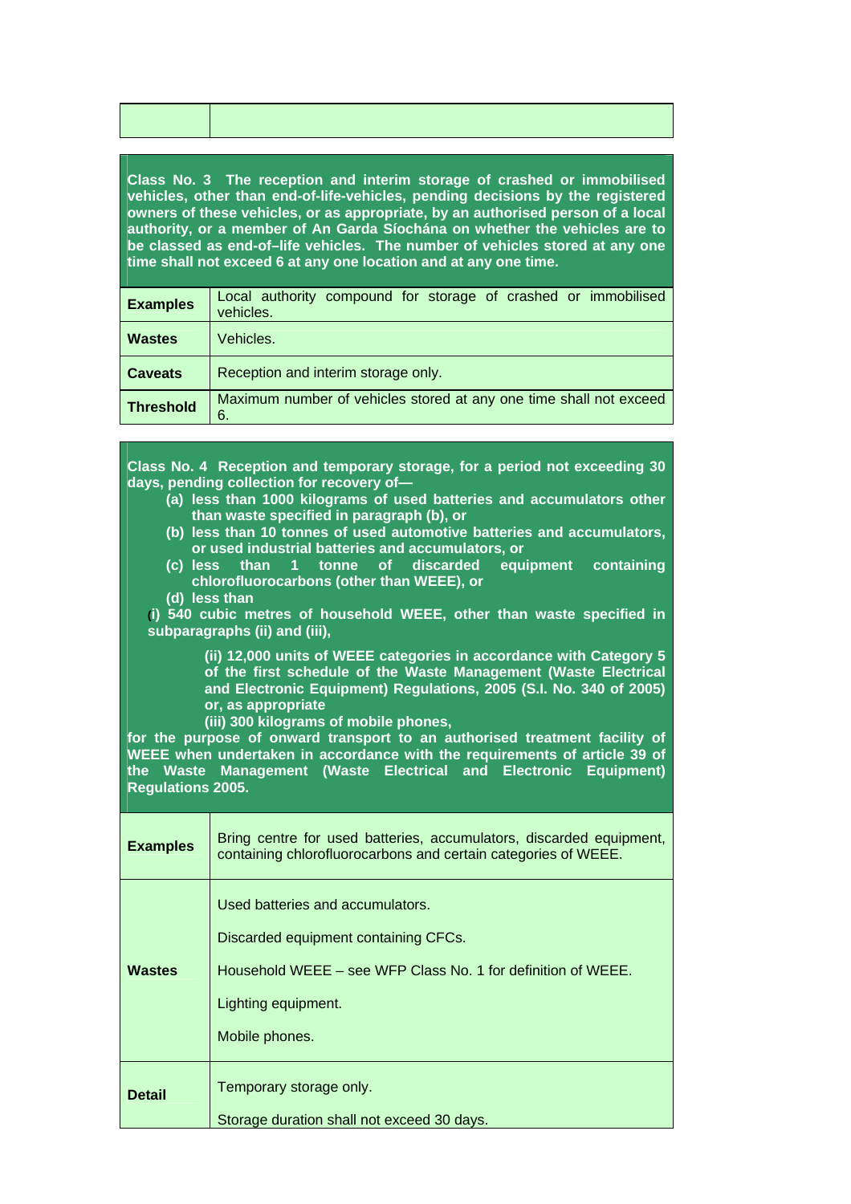| | |
|---|---|
| | |

**Class No. 3 The reception and interim storage of crashed or immobilised vehicles, other than end-of-life-vehicles, pending decisions by the registered owners of these vehicles, or as appropriate, by an authorised person of a local authority, or a member of An Garda Síochána on whether the vehicles are to be classed as end-of–life vehicles. The number of vehicles stored at any one time shall not exceed 6 at any one location and at any one time.**

| | |
|---|---|
| **Examples** | Local authority compound for storage of crashed or immobilised vehicles. |
| **Wastes** | Vehicles. |
| **Caveats** | Reception and interim storage only. |
| **Threshold** | Maximum number of vehicles stored at any one time shall not exceed 6. |

**Class No. 4 Reception and temporary storage, for a period not exceeding 30 days, pending collection for recovery of—**

- **(a) less than 1000 kilograms of used batteries and accumulators other than waste specified in paragraph (b), or**
- **(b) less than 10 tonnes of used automotive batteries and accumulators, or used industrial batteries and accumulators, or**
- **(c) less than 1 tonne of discarded equipment containing chlorofluorocarbons (other than WEEE), or**
- **(d) less than**
  - **(i) 540 cubic metres of household WEEE, other than waste specified in subparagraphs (ii) and (iii),**
  - **(ii) 12,000 units of WEEE categories in accordance with Category 5 of the first schedule of the Waste Management (Waste Electrical and Electronic Equipment) Regulations, 2005 (S.I. No. 340 of 2005) or, as appropriate**
  - **(iii) 300 kilograms of mobile phones,**

**for the purpose of onward transport to an authorised treatment facility of WEEE when undertaken in accordance with the requirements of article 39 of the Waste Management (Waste Electrical and Electronic Equipment) Regulations 2005.**

| | |
|---|---|
| **Examples** | Bring centre for used batteries, accumulators, discarded equipment, containing chlorofluorocarbons and certain categories of WEEE. |
| **Wastes** | Used batteries and accumulators.<br><br>Discarded equipment containing CFCs.<br><br>Household WEEE – see WFP Class No. 1 for definition of WEEE.<br><br>Lighting equipment.<br><br>Mobile phones. |
| **Detail** | Temporary storage only.<br><br>Storage duration shall not exceed 30 days. |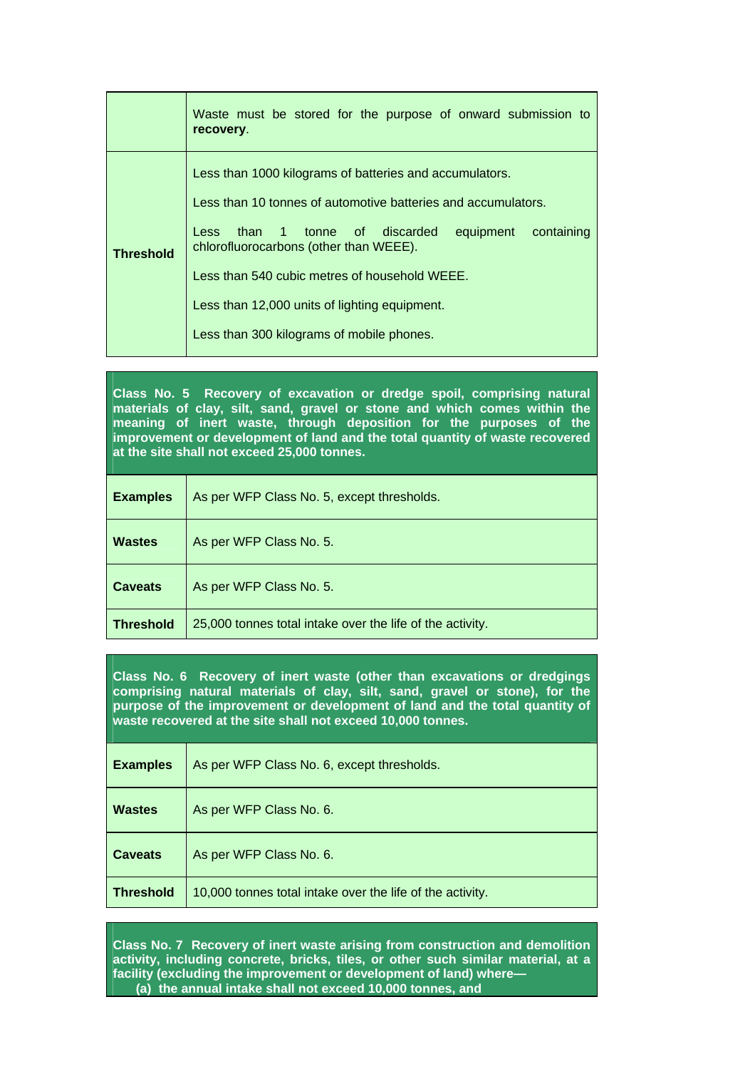| | |
|---|---|
| | Waste must be stored for the purpose of onward submission to **recovery**. |
| **Threshold** | Less than 1000 kilograms of batteries and accumulators.<br><br>Less than 10 tonnes of automotive batteries and accumulators.<br><br>Less than 1 tonne of discarded equipment containing chlorofluorocarbons (other than WEEE).<br><br>Less than 540 cubic metres of household WEEE.<br><br>Less than 12,000 units of lighting equipment.<br><br>Less than 300 kilograms of mobile phones. |

**Class No. 5 Recovery of excavation or dredge spoil, comprising natural materials of clay, silt, sand, gravel or stone and which comes within the meaning of inert waste, through deposition for the purposes of the improvement or development of land and the total quantity of waste recovered at the site shall not exceed 25,000 tonnes.**

| | |
|---|---|
| **Examples** | As per WFP Class No. 5, except thresholds. |
| **Wastes** | As per WFP Class No. 5. |
| **Caveats** | As per WFP Class No. 5. |
| **Threshold** | 25,000 tonnes total intake over the life of the activity. |

**Class No. 6 Recovery of inert waste (other than excavations or dredgings comprising natural materials of clay, silt, sand, gravel or stone), for the purpose of the improvement or development of land and the total quantity of waste recovered at the site shall not exceed 10,000 tonnes.**

| | |
|---|---|
| **Examples** | As per WFP Class No. 6, except thresholds. |
| **Wastes** | As per WFP Class No. 6. |
| **Caveats** | As per WFP Class No. 6. |
| **Threshold** | 10,000 tonnes total intake over the life of the activity. |

**Class No. 7 Recovery of inert waste arising from construction and demolition activity, including concrete, bricks, tiles, or other such similar material, at a facility (excluding the improvement or development of land) where—**
**(a) the annual intake shall not exceed 10,000 tonnes, and**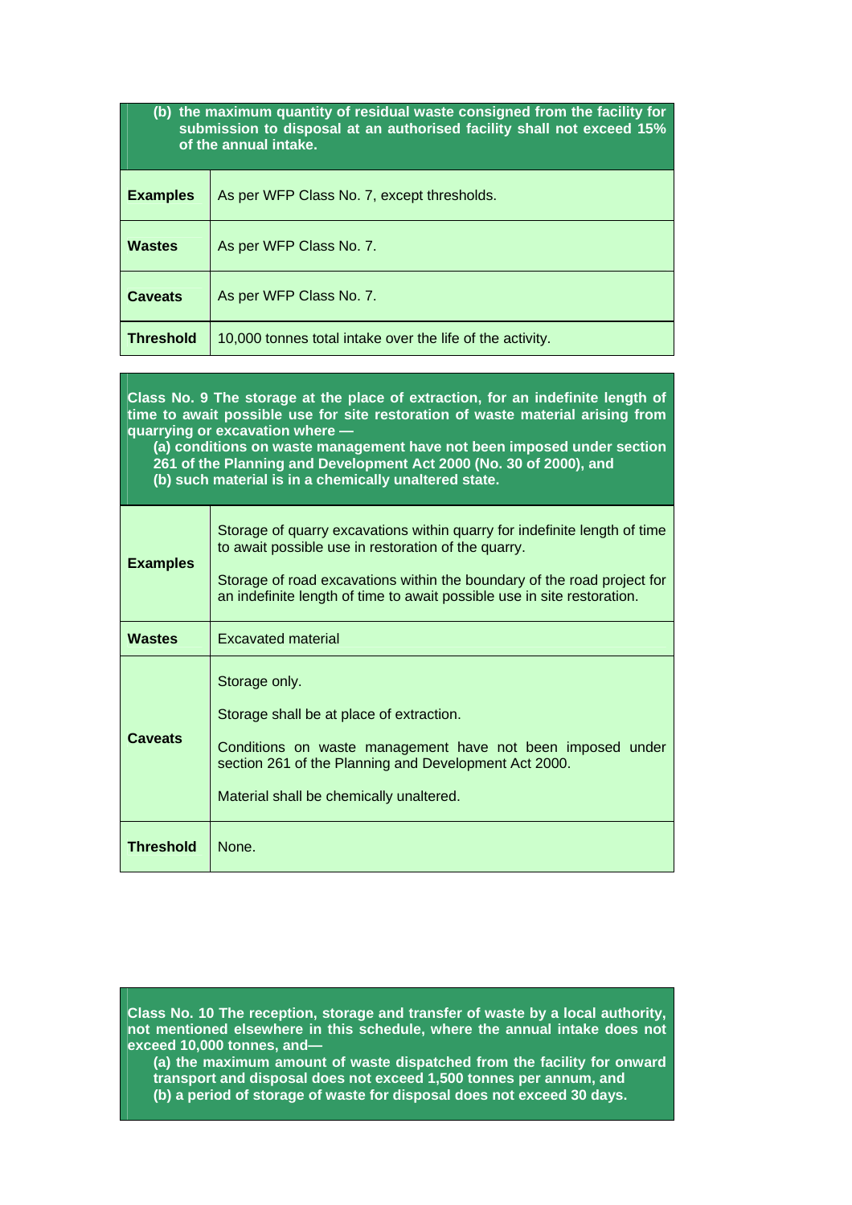| (b) the maximum quantity of residual waste consigned from the facility for submission to disposal at an authorised facility shall not exceed 15% of the annual intake. | |
|---|---|
| **Examples** | As per WFP Class No. 7, except thresholds. |
| **Wastes** | As per WFP Class No. 7. |
| **Caveats** | As per WFP Class No. 7. |
| **Threshold** | 10,000 tonnes total intake over the life of the activity. |

| **Class No. 9 The storage at the place of extraction, for an indefinite length of time to await possible use for site restoration of waste material arising from quarrying or excavation where —**<br>**(a) conditions on waste management have not been imposed under section 261 of the Planning and Development Act 2000 (No. 30 of 2000), and**<br>**(b) such material is in a chemically unaltered state.** | |
|---|---|
| **Examples** | Storage of quarry excavations within quarry for indefinite length of time to await possible use in restoration of the quarry.<br><br>Storage of road excavations within the boundary of the road project for an indefinite length of time to await possible use in site restoration. |
| **Wastes** | Excavated material |
| **Caveats** | Storage only.<br><br>Storage shall be at place of extraction.<br><br>Conditions on waste management have not been imposed under section 261 of the Planning and Development Act 2000.<br><br>Material shall be chemically unaltered. |
| **Threshold** | None. |

**Class No. 10 The reception, storage and transfer of waste by a local authority, not mentioned elsewhere in this schedule, where the annual intake does not exceed 10,000 tonnes, and—**

**(a) the maximum amount of waste dispatched from the facility for onward transport and disposal does not exceed 1,500 tonnes per annum, and**

**(b) a period of storage of waste for disposal does not exceed 30 days.**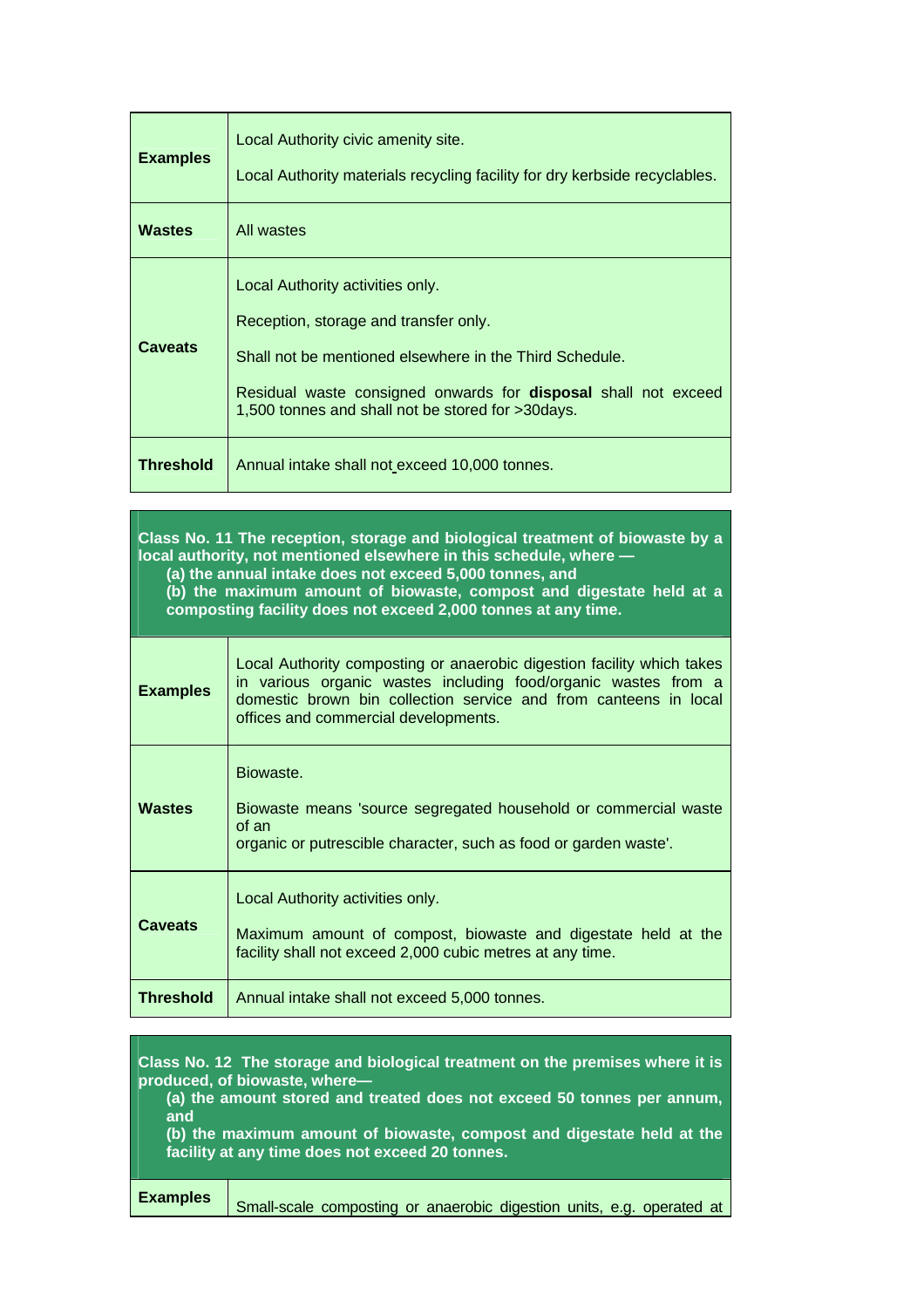| | |
|---|---|
| **Examples** | Local Authority civic amenity site.<br><br>Local Authority materials recycling facility for dry kerbside recyclables. |
| **Wastes** | All wastes |
| **Caveats** | Local Authority activities only.<br><br>Reception, storage and transfer only.<br><br>Shall not be mentioned elsewhere in the Third Schedule.<br><br>Residual waste consigned onwards for **disposal** shall not exceed 1,500 tonnes and shall not be stored for >30days. |
| **Threshold** | Annual intake shall not exceed 10,000 tonnes. |

| **Class No. 11 The reception, storage and biological treatment of biowaste by a local authority, not mentioned elsewhere in this schedule, where —<br>(a) the annual intake does not exceed 5,000 tonnes, and<br>(b) the maximum amount of biowaste, compost and digestate held at a composting facility does not exceed 2,000 tonnes at any time.** | |
|---|---|
| **Examples** | Local Authority composting or anaerobic digestion facility which takes in various organic wastes including food/organic wastes from a domestic brown bin collection service and from canteens in local offices and commercial developments. |
| **Wastes** | Biowaste.<br><br>Biowaste means 'source segregated household or commercial waste of an organic or putrescible character, such as food or garden waste'. |
| **Caveats** | Local Authority activities only.<br><br>Maximum amount of compost, biowaste and digestate held at the facility shall not exceed 2,000 cubic metres at any time. |
| **Threshold** | Annual intake shall not exceed 5,000 tonnes. |

| **Class No. 12 The storage and biological treatment on the premises where it is produced, of biowaste, where—<br>(a) the amount stored and treated does not exceed 50 tonnes per annum, and<br>(b) the maximum amount of biowaste, compost and digestate held at the facility at any time does not exceed 20 tonnes.** | |
|---|---|
| **Examples** | Small-scale composting or anaerobic digestion units, e.g. operated at |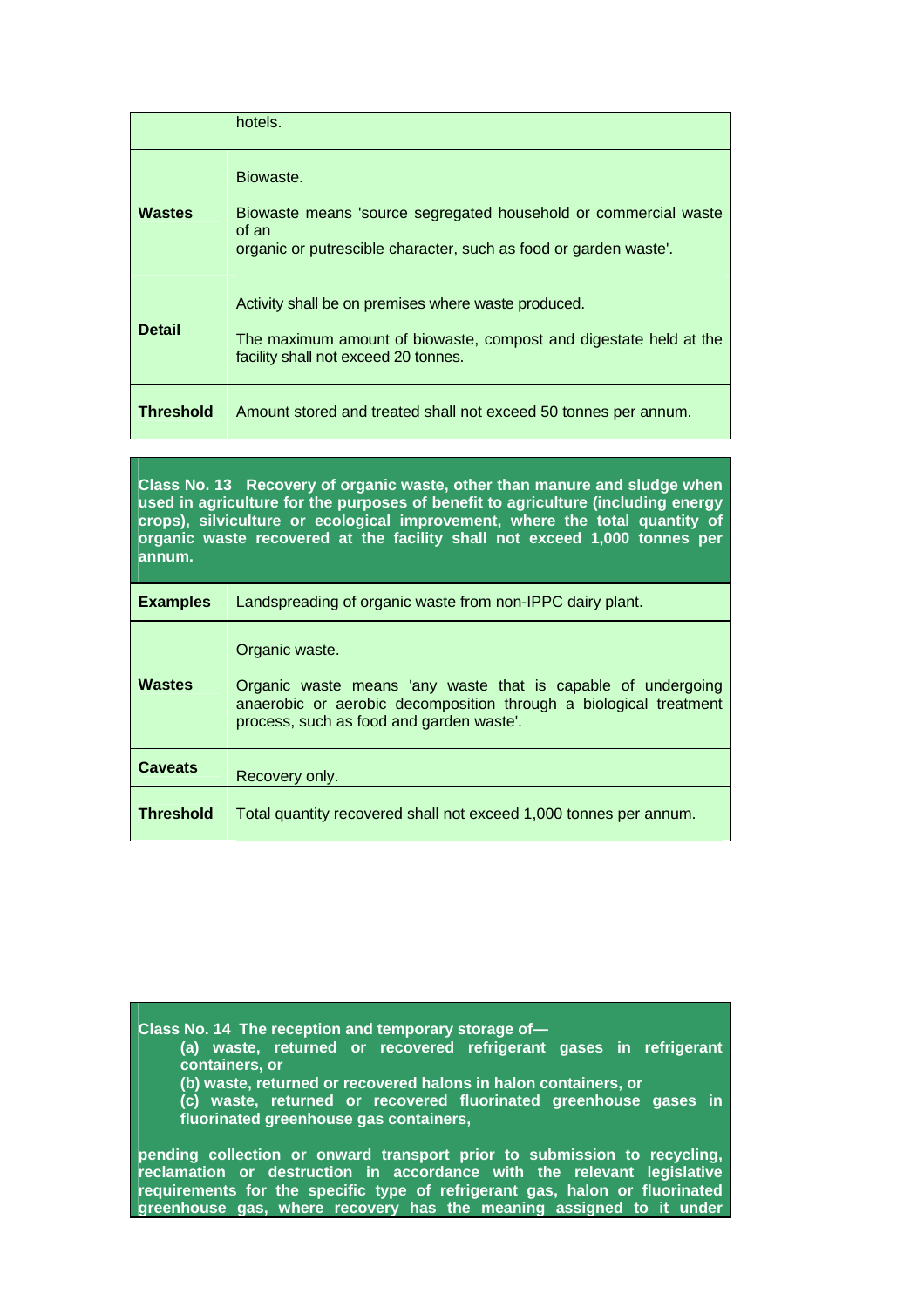| | |
|---|---|
| | hotels. |
| **Wastes** | Biowaste.<br><br>Biowaste means 'source segregated household or commercial waste of an organic or putrescible character, such as food or garden waste'. |
| **Detail** | Activity shall be on premises where waste produced.<br><br>The maximum amount of biowaste, compost and digestate held at the facility shall not exceed 20 tonnes. |
| **Threshold** | Amount stored and treated shall not exceed 50 tonnes per annum. |

**Class No. 13 Recovery of organic waste, other than manure and sludge when used in agriculture for the purposes of benefit to agriculture (including energy crops), silviculture or ecological improvement, where the total quantity of organic waste recovered at the facility shall not exceed 1,000 tonnes per annum.**

| | |
|---|---|
| **Examples** | Landspreading of organic waste from non-IPPC dairy plant. |
| **Wastes** | Organic waste.<br><br>Organic waste means 'any waste that is capable of undergoing anaerobic or aerobic decomposition through a biological treatment process, such as food and garden waste'. |
| **Caveats** | Recovery only. |
| **Threshold** | Total quantity recovered shall not exceed 1,000 tonnes per annum. |

**Class No. 14 The reception and temporary storage of—**

**(a) waste, returned or recovered refrigerant gases in refrigerant containers, or**

**(b) waste, returned or recovered halons in halon containers, or**

**(c) waste, returned or recovered fluorinated greenhouse gases in fluorinated greenhouse gas containers,**

**pending collection or onward transport prior to submission to recycling, reclamation or destruction in accordance with the relevant legislative requirements for the specific type of refrigerant gas, halon or fluorinated greenhouse gas, where recovery has the meaning assigned to it under**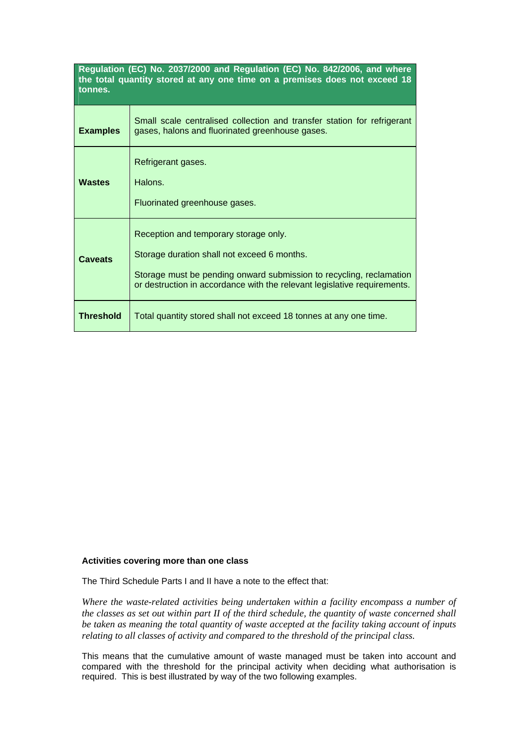| Regulation (EC) No. 2037/2000 and Regulation (EC) No. 842/2006, and where the total quantity stored at any one time on a premises does not exceed 18 tonnes. | |
|---|---|
| **Examples** | Small scale centralised collection and transfer station for refrigerant gases, halons and fluorinated greenhouse gases. |
| **Wastes** | Refrigerant gases.<br><br>Halons.<br><br>Fluorinated greenhouse gases. |
| **Caveats** | Reception and temporary storage only.<br><br>Storage duration shall not exceed 6 months.<br><br>Storage must be pending onward submission to recycling, reclamation or destruction in accordance with the relevant legislative requirements. |
| **Threshold** | Total quantity stored shall not exceed 18 tonnes at any one time. |

**Activities covering more than one class**

The Third Schedule Parts I and II have a note to the effect that:

*Where the waste-related activities being undertaken within a facility encompass a number of the classes as set out within part II of the third schedule, the quantity of waste concerned shall be taken as meaning the total quantity of waste accepted at the facility taking account of inputs relating to all classes of activity and compared to the threshold of the principal class.*

This means that the cumulative amount of waste managed must be taken into account and compared with the threshold for the principal activity when deciding what authorisation is required. This is best illustrated by way of the two following examples.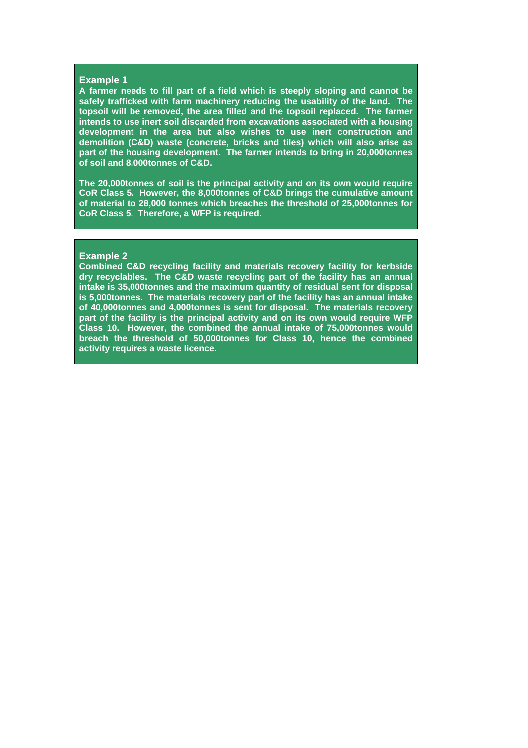**Example 1**

**A farmer needs to fill part of a field which is steeply sloping and cannot be safely trafficked with farm machinery reducing the usability of the land. The topsoil will be removed, the area filled and the topsoil replaced. The farmer intends to use inert soil discarded from excavations associated with a housing development in the area but also wishes to use inert construction and demolition (C&D) waste (concrete, bricks and tiles) which will also arise as part of the housing development. The farmer intends to bring in 20,000tonnes of soil and 8,000tonnes of C&D.**

**The 20,000tonnes of soil is the principal activity and on its own would require CoR Class 5. However, the 8,000tonnes of C&D brings the cumulative amount of material to 28,000 tonnes which breaches the threshold of 25,000tonnes for CoR Class 5. Therefore, a WFP is required.**

**Example 2**

**Combined C&D recycling facility and materials recovery facility for kerbside dry recyclables. The C&D waste recycling part of the facility has an annual intake is 35,000tonnes and the maximum quantity of residual sent for disposal is 5,000tonnes. The materials recovery part of the facility has an annual intake of 40,000tonnes and 4,000tonnes is sent for disposal. The materials recovery part of the facility is the principal activity and on its own would require WFP Class 10. However, the combined the annual intake of 75,000tonnes would breach the threshold of 50,000tonnes for Class 10, hence the combined activity requires a waste licence.**